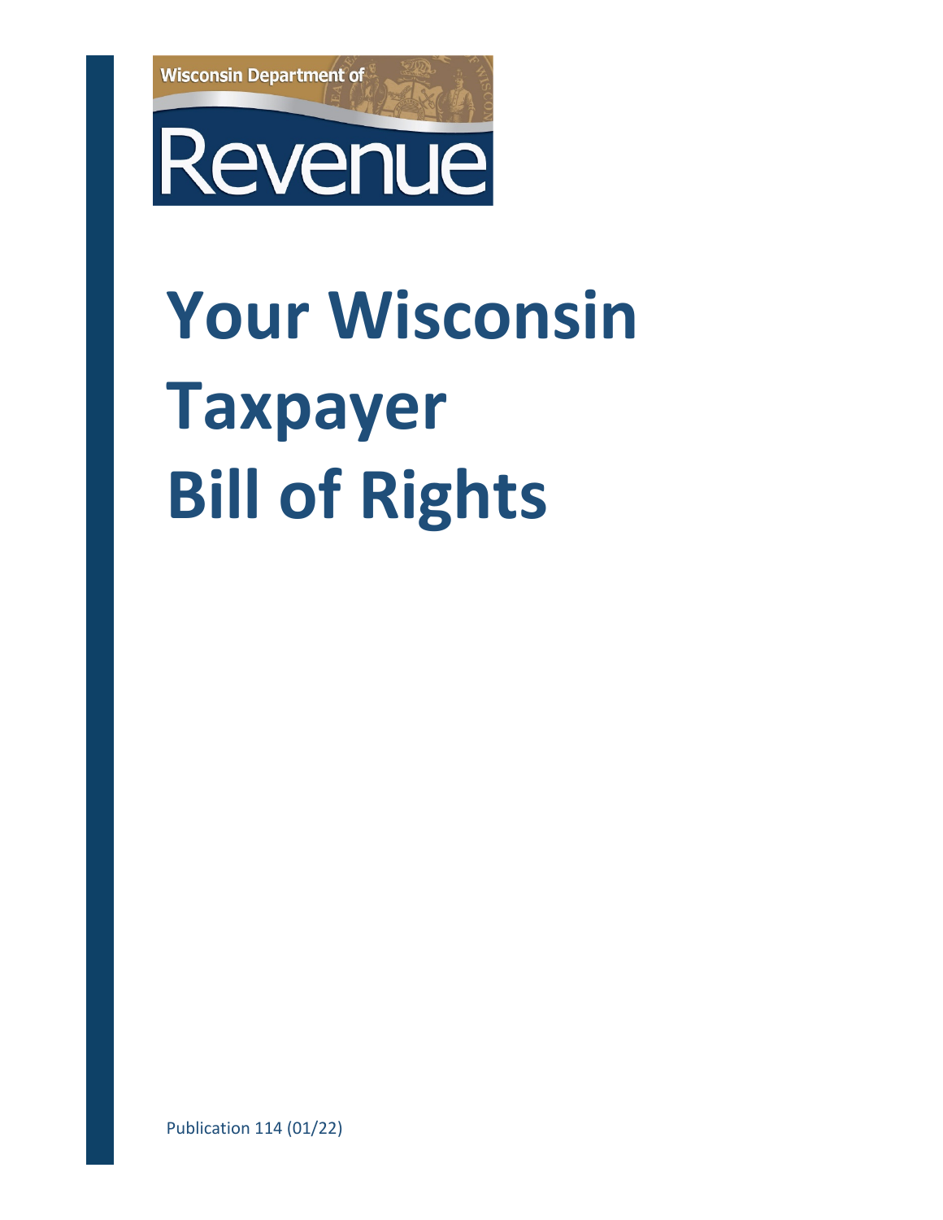Wisconsin Department of

Revenue

# Your Wisconsin Taxpayer Bill of Rights

Publication 114 (01/22)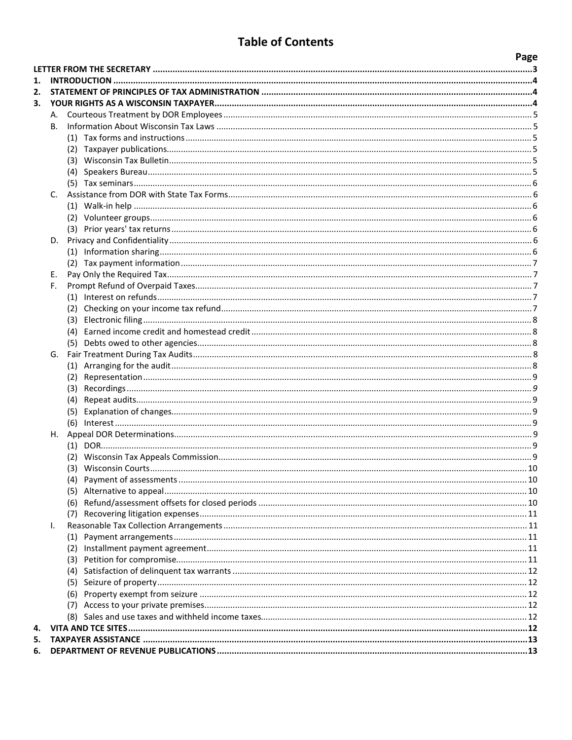# Table of Contents

| | Page |
|---|---|
| **LETTER FROM THE SECRETARY** | **3** |
| **1. INTRODUCTION** | **4** |
| **2. STATEMENT OF PRINCIPLES OF TAX ADMINISTRATION** | **4** |
| **3. YOUR RIGHTS AS A WISCONSIN TAXPAYER** | **4** |
| A. Courteous Treatment by DOR Employees | 5 |
| B. Information About Wisconsin Tax Laws | 5 |
| (1) Tax forms and instructions | 5 |
| (2) Taxpayer publications | 5 |
| (3) Wisconsin Tax Bulletin | 5 |
| (4) Speakers Bureau | 5 |
| (5) Tax seminars | 6 |
| C. Assistance from DOR with State Tax Forms | 6 |
| (1) Walk-in help | 6 |
| (2) Volunteer groups | 6 |
| (3) Prior years' tax returns | 6 |
| D. Privacy and Confidentiality | 6 |
| (1) Information sharing | 6 |
| (2) Tax payment information | 7 |
| E. Pay Only the Required Tax | 7 |
| F. Prompt Refund of Overpaid Taxes | 7 |
| (1) Interest on refunds | 7 |
| (2) Checking on your income tax refund | 7 |
| (3) Electronic filing | 8 |
| (4) Earned income credit and homestead credit | 8 |
| (5) Debts owed to other agencies | 8 |
| G. Fair Treatment During Tax Audits | 8 |
| (1) Arranging for the audit | 8 |
| (2) Representation | 9 |
| (3) Recordings | 9 |
| (4) Repeat audits | 9 |
| (5) Explanation of changes | 9 |
| (6) Interest | 9 |
| H. Appeal DOR Determinations | 9 |
| (1) DOR | 9 |
| (2) Wisconsin Tax Appeals Commission | 9 |
| (3) Wisconsin Courts | 10 |
| (4) Payment of assessments | 10 |
| (5) Alternative to appeal | 10 |
| (6) Refund/assessment offsets for closed periods | 10 |
| (7) Recovering litigation expenses | 11 |
| I. Reasonable Tax Collection Arrangements | 11 |
| (1) Payment arrangements | 11 |
| (2) Installment payment agreement | 11 |
| (3) Petition for compromise | 11 |
| (4) Satisfaction of delinquent tax warrants | 12 |
| (5) Seizure of property | 12 |
| (6) Property exempt from seizure | 12 |
| (7) Access to your private premises | 12 |
| (8) Sales and use taxes and withheld income taxes | 12 |
| **4. VITA AND TCE SITES** | **12** |
| **5. TAXPAYER ASSISTANCE** | **13** |
| **6. DEPARTMENT OF REVENUE PUBLICATIONS** | **13** |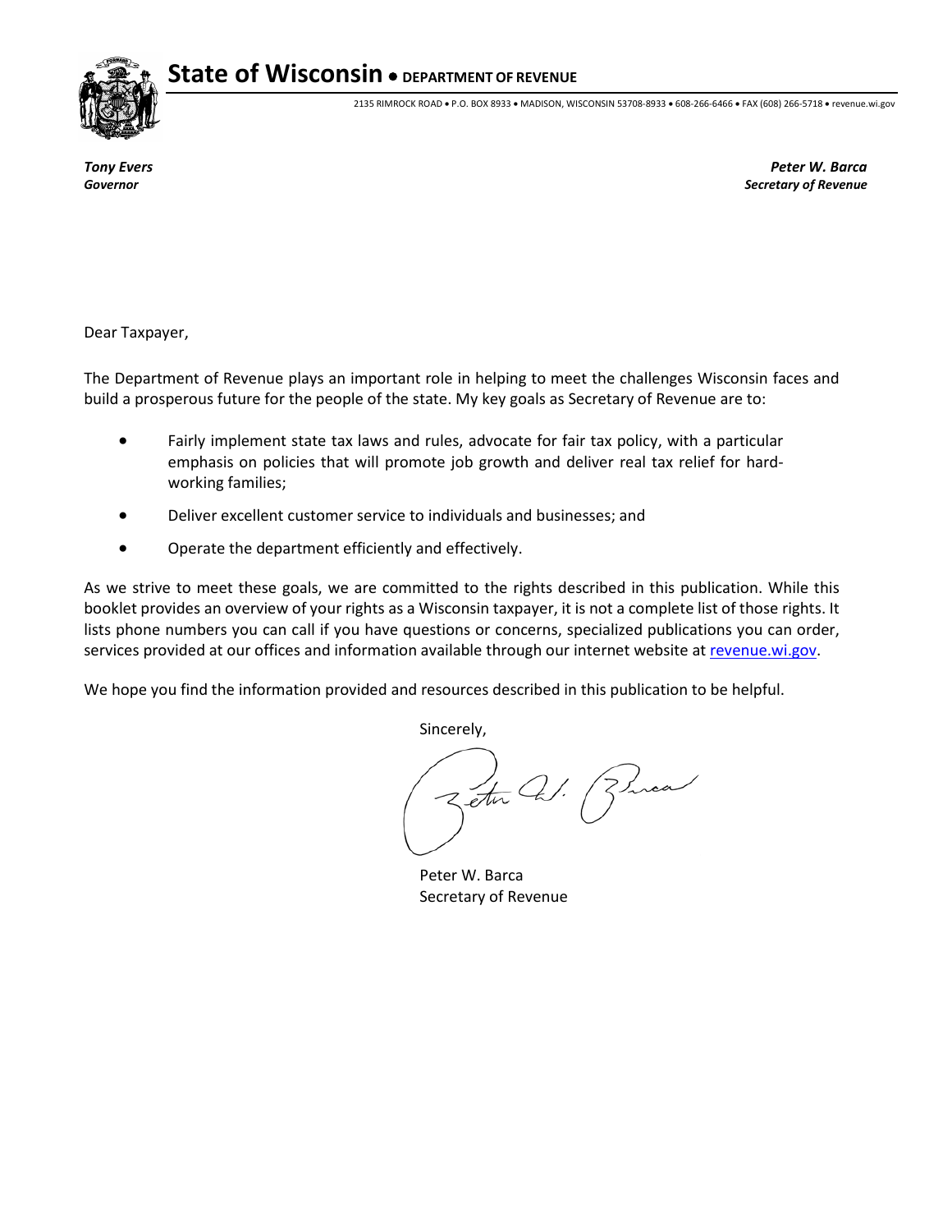# State of Wisconsin • DEPARTMENT OF REVENUE

2135 RIMROCK ROAD • P.O. BOX 8933 • MADISON, WISCONSIN 53708-8933 • 608-266-6466 • FAX (608) 266-5718 • revenue.wi.gov

***Tony Evers***
***Governor***

***Peter W. Barca***
***Secretary of Revenue***

Dear Taxpayer,

The Department of Revenue plays an important role in helping to meet the challenges Wisconsin faces and build a prosperous future for the people of the state. My key goals as Secretary of Revenue are to:

- Fairly implement state tax laws and rules, advocate for fair tax policy, with a particular emphasis on policies that will promote job growth and deliver real tax relief for hard-working families;
- Deliver excellent customer service to individuals and businesses; and
- Operate the department efficiently and effectively.

As we strive to meet these goals, we are committed to the rights described in this publication. While this booklet provides an overview of your rights as a Wisconsin taxpayer, it is not a complete list of those rights. It lists phone numbers you can call if you have questions or concerns, specialized publications you can order, services provided at our offices and information available through our internet website at revenue.wi.gov.

We hope you find the information provided and resources described in this publication to be helpful.

Sincerely,

Peter W. Barca
Secretary of Revenue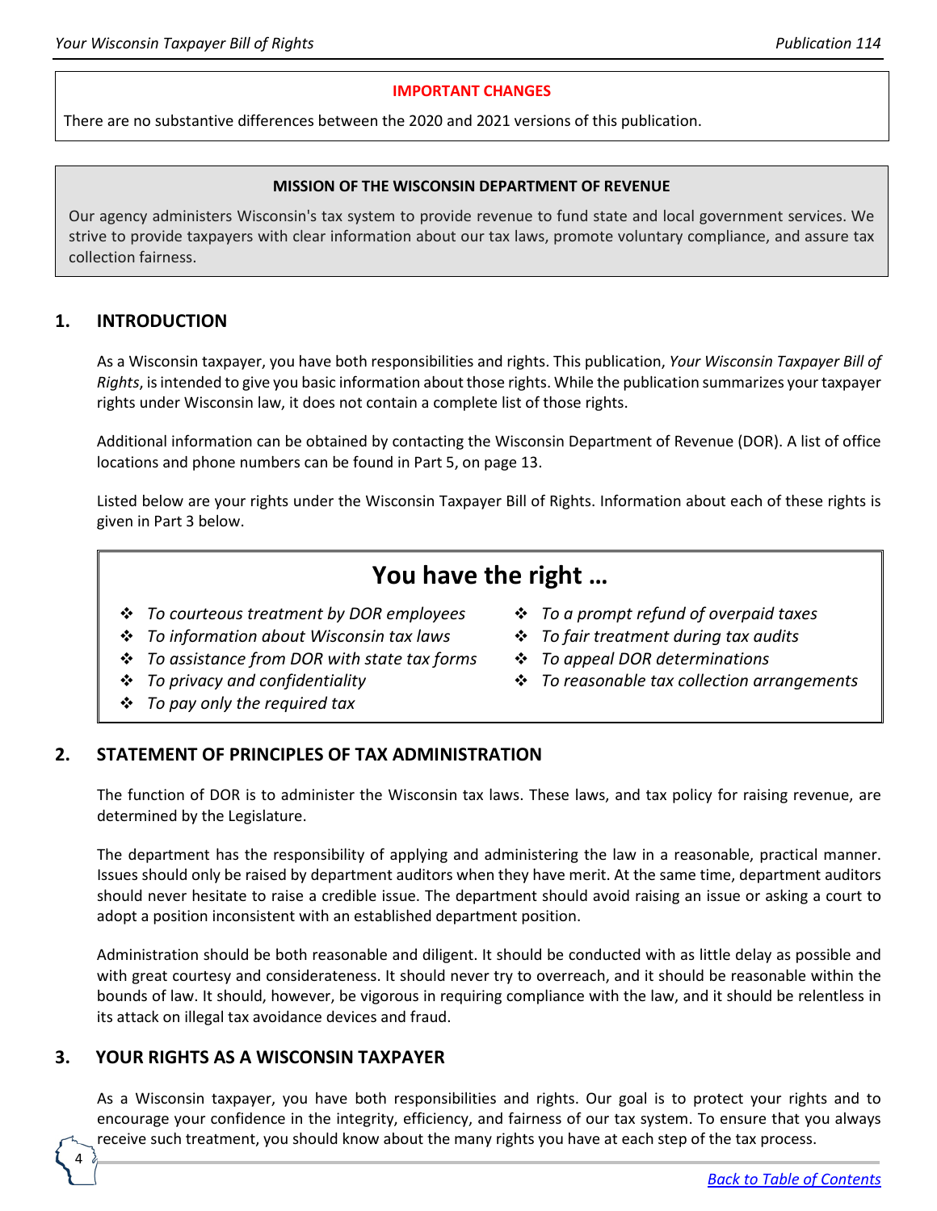**IMPORTANT CHANGES**

There are no substantive differences between the 2020 and 2021 versions of this publication.

**MISSION OF THE WISCONSIN DEPARTMENT OF REVENUE**

Our agency administers Wisconsin's tax system to provide revenue to fund state and local government services. We strive to provide taxpayers with clear information about our tax laws, promote voluntary compliance, and assure tax collection fairness.

## 1. INTRODUCTION

As a Wisconsin taxpayer, you have both responsibilities and rights. This publication, *Your Wisconsin Taxpayer Bill of Rights*, is intended to give you basic information about those rights. While the publication summarizes your taxpayer rights under Wisconsin law, it does not contain a complete list of those rights.

Additional information can be obtained by contacting the Wisconsin Department of Revenue (DOR). A list of office locations and phone numbers can be found in Part 5, on page 13.

Listed below are your rights under the Wisconsin Taxpayer Bill of Rights. Information about each of these rights is given in Part 3 below.

**You have the right …**

- *To courteous treatment by DOR employees*
- *To information about Wisconsin tax laws*
- *To assistance from DOR with state tax forms*
- *To privacy and confidentiality*
- *To pay only the required tax*
- *To a prompt refund of overpaid taxes*
- *To fair treatment during tax audits*
- *To appeal DOR determinations*
- *To reasonable tax collection arrangements*

## 2. STATEMENT OF PRINCIPLES OF TAX ADMINISTRATION

The function of DOR is to administer the Wisconsin tax laws. These laws, and tax policy for raising revenue, are determined by the Legislature.

The department has the responsibility of applying and administering the law in a reasonable, practical manner. Issues should only be raised by department auditors when they have merit. At the same time, department auditors should never hesitate to raise a credible issue. The department should avoid raising an issue or asking a court to adopt a position inconsistent with an established department position.

Administration should be both reasonable and diligent. It should be conducted with as little delay as possible and with great courtesy and considerateness. It should never try to overreach, and it should be reasonable within the bounds of law. It should, however, be vigorous in requiring compliance with the law, and it should be relentless in its attack on illegal tax avoidance devices and fraud.

## 3. YOUR RIGHTS AS A WISCONSIN TAXPAYER

As a Wisconsin taxpayer, you have both responsibilities and rights. Our goal is to protect your rights and to encourage your confidence in the integrity, efficiency, and fairness of our tax system. To ensure that you always receive such treatment, you should know about the many rights you have at each step of the tax process.

[Back to Table of Contents]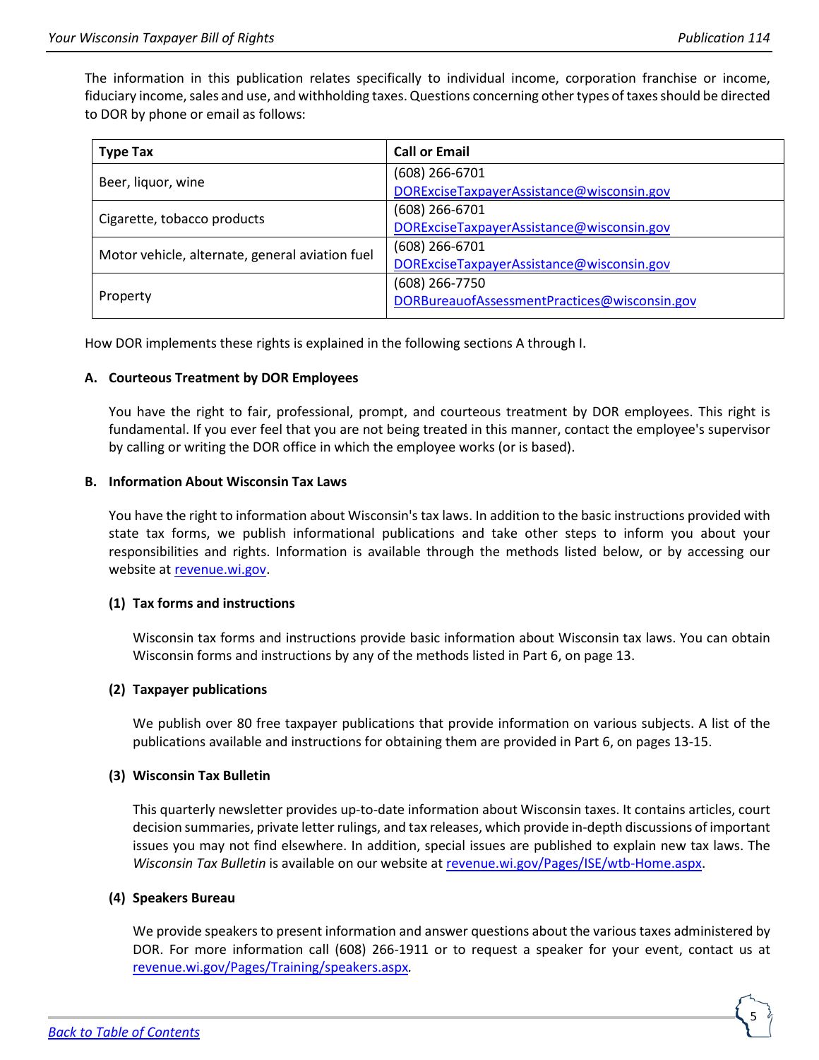The information in this publication relates specifically to individual income, corporation franchise or income, fiduciary income, sales and use, and withholding taxes. Questions concerning other types of taxes should be directed to DOR by phone or email as follows:

| Type Tax | Call or Email |
|---|---|
| Beer, liquor, wine | (608) 266-6701<br>DORExciseTaxpayerAssistance@wisconsin.gov |
| Cigarette, tobacco products | (608) 266-6701<br>DORExciseTaxpayerAssistance@wisconsin.gov |
| Motor vehicle, alternate, general aviation fuel | (608) 266-6701<br>DORExciseTaxpayerAssistance@wisconsin.gov |
| Property | (608) 266-7750<br>DORBureauofAssessmentPractices@wisconsin.gov |

How DOR implements these rights is explained in the following sections A through I.

**A. Courteous Treatment by DOR Employees**

You have the right to fair, professional, prompt, and courteous treatment by DOR employees. This right is fundamental. If you ever feel that you are not being treated in this manner, contact the employee's supervisor by calling or writing the DOR office in which the employee works (or is based).

**B. Information About Wisconsin Tax Laws**

You have the right to information about Wisconsin's tax laws. In addition to the basic instructions provided with state tax forms, we publish informational publications and take other steps to inform you about your responsibilities and rights. Information is available through the methods listed below, or by accessing our website at revenue.wi.gov.

**(1) Tax forms and instructions**

Wisconsin tax forms and instructions provide basic information about Wisconsin tax laws. You can obtain Wisconsin forms and instructions by any of the methods listed in Part 6, on page 13.

**(2) Taxpayer publications**

We publish over 80 free taxpayer publications that provide information on various subjects. A list of the publications available and instructions for obtaining them are provided in Part 6, on pages 13-15.

**(3) Wisconsin Tax Bulletin**

This quarterly newsletter provides up-to-date information about Wisconsin taxes. It contains articles, court decision summaries, private letter rulings, and tax releases, which provide in-depth discussions of important issues you may not find elsewhere. In addition, special issues are published to explain new tax laws. The *Wisconsin Tax Bulletin* is available on our website at revenue.wi.gov/Pages/ISE/wtb-Home.aspx.

**(4) Speakers Bureau**

We provide speakers to present information and answer questions about the various taxes administered by DOR. For more information call (608) 266-1911 or to request a speaker for your event, contact us at revenue.wi.gov/Pages/Training/speakers.aspx.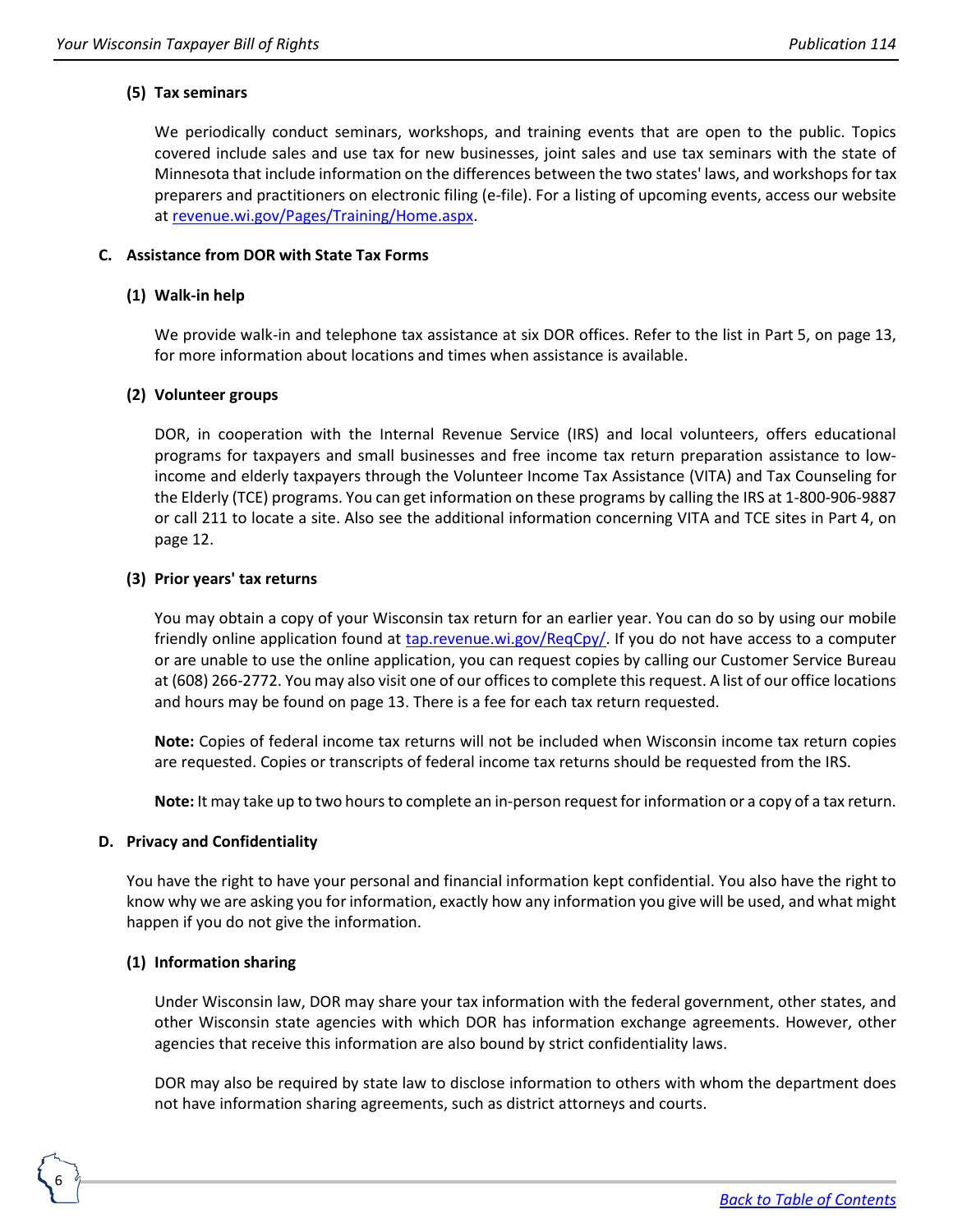#### (5) Tax seminars

We periodically conduct seminars, workshops, and training events that are open to the public. Topics covered include sales and use tax for new businesses, joint sales and use tax seminars with the state of Minnesota that include information on the differences between the two states' laws, and workshops for tax preparers and practitioners on electronic filing (e-file). For a listing of upcoming events, access our website at [revenue.wi.gov/Pages/Training/Home.aspx](revenue.wi.gov/Pages/Training/Home.aspx).

### C. Assistance from DOR with State Tax Forms

#### (1) Walk-in help

We provide walk-in and telephone tax assistance at six DOR offices. Refer to the list in Part 5, on page 13, for more information about locations and times when assistance is available.

#### (2) Volunteer groups

DOR, in cooperation with the Internal Revenue Service (IRS) and local volunteers, offers educational programs for taxpayers and small businesses and free income tax return preparation assistance to low-income and elderly taxpayers through the Volunteer Income Tax Assistance (VITA) and Tax Counseling for the Elderly (TCE) programs. You can get information on these programs by calling the IRS at 1-800-906-9887 or call 211 to locate a site. Also see the additional information concerning VITA and TCE sites in Part 4, on page 12.

#### (3) Prior years' tax returns

You may obtain a copy of your Wisconsin tax return for an earlier year. You can do so by using our mobile friendly online application found at [tap.revenue.wi.gov/ReqCpy/](tap.revenue.wi.gov/ReqCpy/). If you do not have access to a computer or are unable to use the online application, you can request copies by calling our Customer Service Bureau at (608) 266-2772. You may also visit one of our offices to complete this request. A list of our office locations and hours may be found on page 13. There is a fee for each tax return requested.

**Note:** Copies of federal income tax returns will not be included when Wisconsin income tax return copies are requested. Copies or transcripts of federal income tax returns should be requested from the IRS.

**Note:** It may take up to two hours to complete an in-person request for information or a copy of a tax return.

### D. Privacy and Confidentiality

You have the right to have your personal and financial information kept confidential. You also have the right to know why we are asking you for information, exactly how any information you give will be used, and what might happen if you do not give the information.

#### (1) Information sharing

Under Wisconsin law, DOR may share your tax information with the federal government, other states, and other Wisconsin state agencies with which DOR has information exchange agreements. However, other agencies that receive this information are also bound by strict confidentiality laws.

DOR may also be required by state law to disclose information to others with whom the department does not have information sharing agreements, such as district attorneys and courts.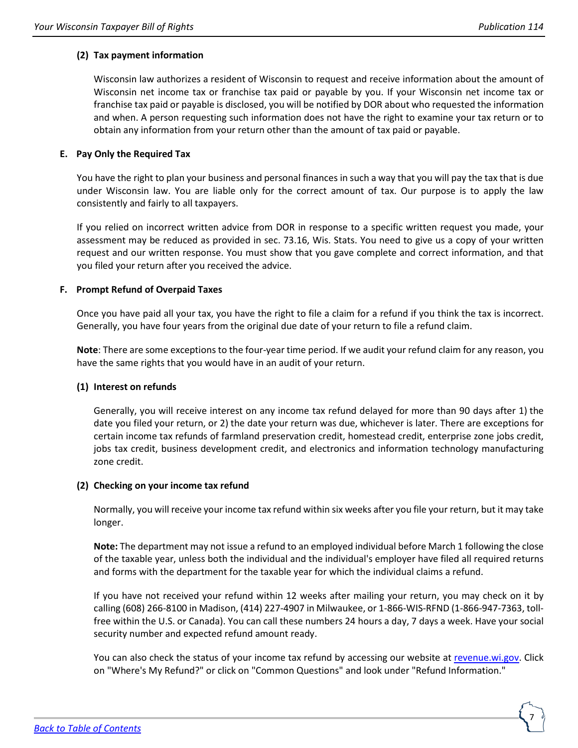#### (2) Tax payment information

Wisconsin law authorizes a resident of Wisconsin to request and receive information about the amount of Wisconsin net income tax or franchise tax paid or payable by you. If your Wisconsin net income tax or franchise tax paid or payable is disclosed, you will be notified by DOR about who requested the information and when. A person requesting such information does not have the right to examine your tax return or to obtain any information from your return other than the amount of tax paid or payable.

### E. Pay Only the Required Tax

You have the right to plan your business and personal finances in such a way that you will pay the tax that is due under Wisconsin law. You are liable only for the correct amount of tax. Our purpose is to apply the law consistently and fairly to all taxpayers.

If you relied on incorrect written advice from DOR in response to a specific written request you made, your assessment may be reduced as provided in sec. 73.16, Wis. Stats. You need to give us a copy of your written request and our written response. You must show that you gave complete and correct information, and that you filed your return after you received the advice.

### F. Prompt Refund of Overpaid Taxes

Once you have paid all your tax, you have the right to file a claim for a refund if you think the tax is incorrect. Generally, you have four years from the original due date of your return to file a refund claim.

**Note**: There are some exceptions to the four-year time period. If we audit your refund claim for any reason, you have the same rights that you would have in an audit of your return.

#### (1) Interest on refunds

Generally, you will receive interest on any income tax refund delayed for more than 90 days after 1) the date you filed your return, or 2) the date your return was due, whichever is later. There are exceptions for certain income tax refunds of farmland preservation credit, homestead credit, enterprise zone jobs credit, jobs tax credit, business development credit, and electronics and information technology manufacturing zone credit.

#### (2) Checking on your income tax refund

Normally, you will receive your income tax refund within six weeks after you file your return, but it may take longer.

**Note:** The department may not issue a refund to an employed individual before March 1 following the close of the taxable year, unless both the individual and the individual's employer have filed all required returns and forms with the department for the taxable year for which the individual claims a refund.

If you have not received your refund within 12 weeks after mailing your return, you may check on it by calling (608) 266-8100 in Madison, (414) 227-4907 in Milwaukee, or 1-866-WIS-RFND (1-866-947-7363, toll-free within the U.S. or Canada). You can call these numbers 24 hours a day, 7 days a week. Have your social security number and expected refund amount ready.

You can also check the status of your income tax refund by accessing our website at [revenue.wi.gov](revenue.wi.gov). Click on "Where's My Refund?" or click on "Common Questions" and look under "Refund Information."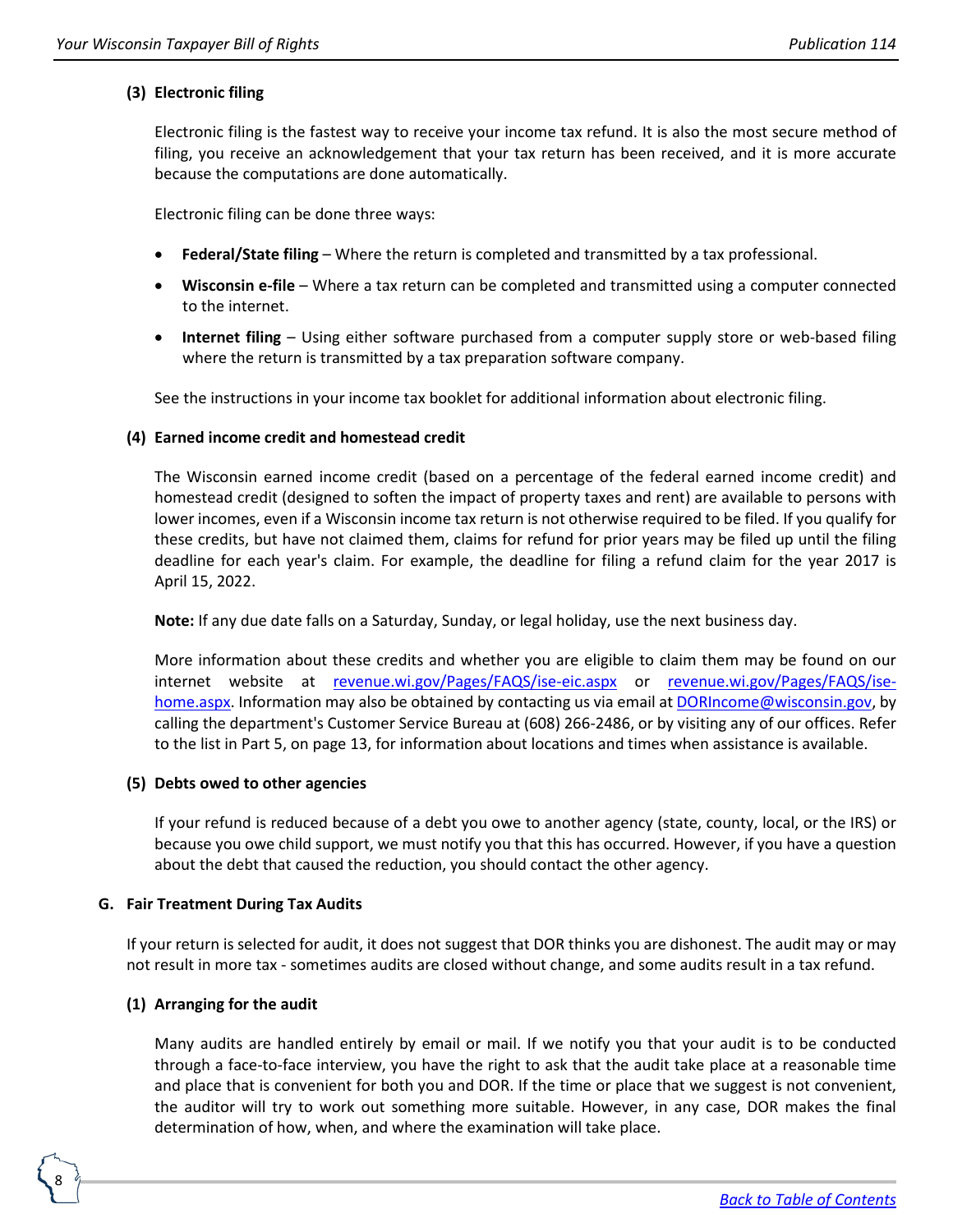#### (3) Electronic filing

Electronic filing is the fastest way to receive your income tax refund. It is also the most secure method of filing, you receive an acknowledgement that your tax return has been received, and it is more accurate because the computations are done automatically.

Electronic filing can be done three ways:

- **Federal/State filing** – Where the return is completed and transmitted by a tax professional.
- **Wisconsin e-file** – Where a tax return can be completed and transmitted using a computer connected to the internet.
- **Internet filing** – Using either software purchased from a computer supply store or web-based filing where the return is transmitted by a tax preparation software company.

See the instructions in your income tax booklet for additional information about electronic filing.

#### (4) Earned income credit and homestead credit

The Wisconsin earned income credit (based on a percentage of the federal earned income credit) and homestead credit (designed to soften the impact of property taxes and rent) are available to persons with lower incomes, even if a Wisconsin income tax return is not otherwise required to be filed. If you qualify for these credits, but have not claimed them, claims for refund for prior years may be filed up until the filing deadline for each year's claim. For example, the deadline for filing a refund claim for the year 2017 is April 15, 2022.

**Note:** If any due date falls on a Saturday, Sunday, or legal holiday, use the next business day.

More information about these credits and whether you are eligible to claim them may be found on our internet website at [revenue.wi.gov/Pages/FAQS/ise-eic.aspx](revenue.wi.gov/Pages/FAQS/ise-eic.aspx) or [revenue.wi.gov/Pages/FAQS/ise-home.aspx](revenue.wi.gov/Pages/FAQS/ise-home.aspx). Information may also be obtained by contacting us via email at [DORIncome@wisconsin.gov](mailto:DORIncome@wisconsin.gov), by calling the department's Customer Service Bureau at (608) 266-2486, or by visiting any of our offices. Refer to the list in Part 5, on page 13, for information about locations and times when assistance is available.

#### (5) Debts owed to other agencies

If your refund is reduced because of a debt you owe to another agency (state, county, local, or the IRS) or because you owe child support, we must notify you that this has occurred. However, if you have a question about the debt that caused the reduction, you should contact the other agency.

### G. Fair Treatment During Tax Audits

If your return is selected for audit, it does not suggest that DOR thinks you are dishonest. The audit may or may not result in more tax - sometimes audits are closed without change, and some audits result in a tax refund.

#### (1) Arranging for the audit

Many audits are handled entirely by email or mail. If we notify you that your audit is to be conducted through a face-to-face interview, you have the right to ask that the audit take place at a reasonable time and place that is convenient for both you and DOR. If the time or place that we suggest is not convenient, the auditor will try to work out something more suitable. However, in any case, DOR makes the final determination of how, when, and where the examination will take place.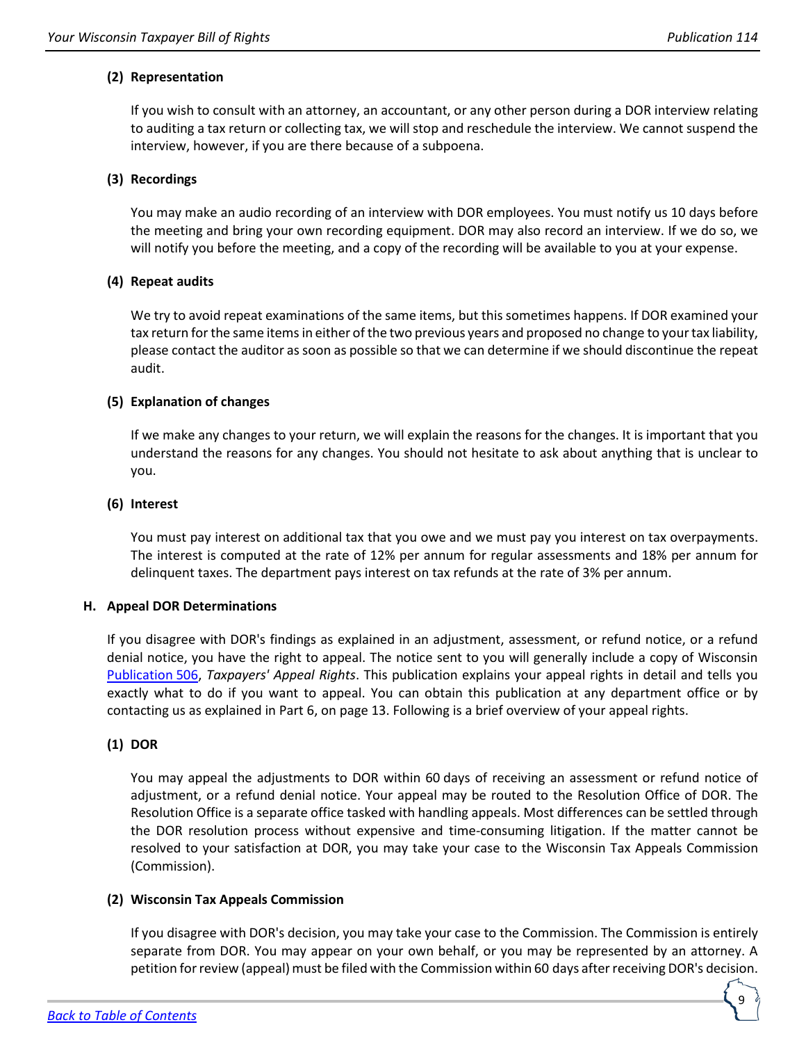#### (2) Representation

If you wish to consult with an attorney, an accountant, or any other person during a DOR interview relating to auditing a tax return or collecting tax, we will stop and reschedule the interview. We cannot suspend the interview, however, if you are there because of a subpoena.

#### (3) Recordings

You may make an audio recording of an interview with DOR employees. You must notify us 10 days before the meeting and bring your own recording equipment. DOR may also record an interview. If we do so, we will notify you before the meeting, and a copy of the recording will be available to you at your expense.

#### (4) Repeat audits

We try to avoid repeat examinations of the same items, but this sometimes happens. If DOR examined your tax return for the same items in either of the two previous years and proposed no change to your tax liability, please contact the auditor as soon as possible so that we can determine if we should discontinue the repeat audit.

#### (5) Explanation of changes

If we make any changes to your return, we will explain the reasons for the changes. It is important that you understand the reasons for any changes. You should not hesitate to ask about anything that is unclear to you.

#### (6) Interest

You must pay interest on additional tax that you owe and we must pay you interest on tax overpayments. The interest is computed at the rate of 12% per annum for regular assessments and 18% per annum for delinquent taxes. The department pays interest on tax refunds at the rate of 3% per annum.

### H. Appeal DOR Determinations

If you disagree with DOR's findings as explained in an adjustment, assessment, or refund notice, or a refund denial notice, you have the right to appeal. The notice sent to you will generally include a copy of Wisconsin Publication 506, *Taxpayers' Appeal Rights*. This publication explains your appeal rights in detail and tells you exactly what to do if you want to appeal. You can obtain this publication at any department office or by contacting us as explained in Part 6, on page 13. Following is a brief overview of your appeal rights.

#### (1) DOR

You may appeal the adjustments to DOR within 60 days of receiving an assessment or refund notice of adjustment, or a refund denial notice. Your appeal may be routed to the Resolution Office of DOR. The Resolution Office is a separate office tasked with handling appeals. Most differences can be settled through the DOR resolution process without expensive and time-consuming litigation. If the matter cannot be resolved to your satisfaction at DOR, you may take your case to the Wisconsin Tax Appeals Commission (Commission).

#### (2) Wisconsin Tax Appeals Commission

If you disagree with DOR's decision, you may take your case to the Commission. The Commission is entirely separate from DOR. You may appear on your own behalf, or you may be represented by an attorney. A petition for review (appeal) must be filed with the Commission within 60 days after receiving DOR's decision.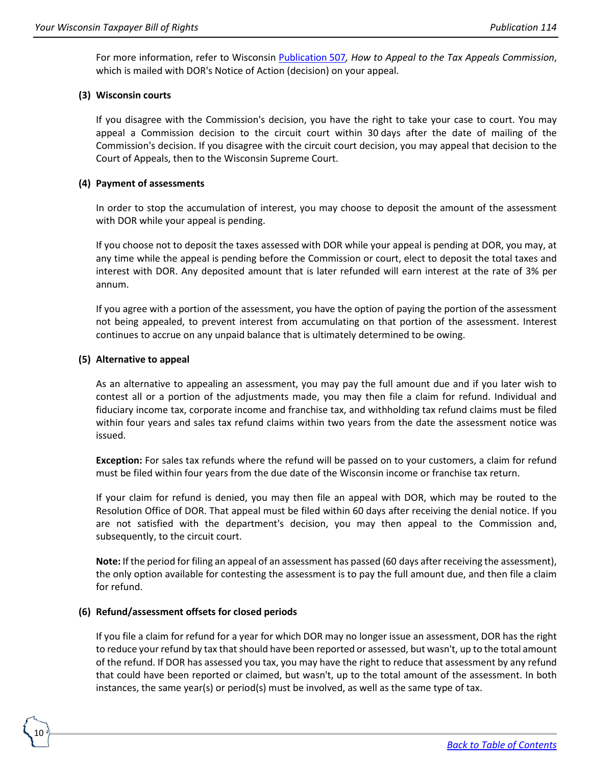For more information, refer to Wisconsin Publication 507*, How to Appeal to the Tax Appeals Commission*, which is mailed with DOR's Notice of Action (decision) on your appeal.

**(3) Wisconsin courts**

If you disagree with the Commission's decision, you have the right to take your case to court. You may appeal a Commission decision to the circuit court within 30 days after the date of mailing of the Commission's decision. If you disagree with the circuit court decision, you may appeal that decision to the Court of Appeals, then to the Wisconsin Supreme Court.

**(4) Payment of assessments**

In order to stop the accumulation of interest, you may choose to deposit the amount of the assessment with DOR while your appeal is pending.

If you choose not to deposit the taxes assessed with DOR while your appeal is pending at DOR, you may, at any time while the appeal is pending before the Commission or court, elect to deposit the total taxes and interest with DOR. Any deposited amount that is later refunded will earn interest at the rate of 3% per annum.

If you agree with a portion of the assessment, you have the option of paying the portion of the assessment not being appealed, to prevent interest from accumulating on that portion of the assessment. Interest continues to accrue on any unpaid balance that is ultimately determined to be owing.

**(5) Alternative to appeal**

As an alternative to appealing an assessment, you may pay the full amount due and if you later wish to contest all or a portion of the adjustments made, you may then file a claim for refund. Individual and fiduciary income tax, corporate income and franchise tax, and withholding tax refund claims must be filed within four years and sales tax refund claims within two years from the date the assessment notice was issued.

**Exception:** For sales tax refunds where the refund will be passed on to your customers, a claim for refund must be filed within four years from the due date of the Wisconsin income or franchise tax return.

If your claim for refund is denied, you may then file an appeal with DOR, which may be routed to the Resolution Office of DOR. That appeal must be filed within 60 days after receiving the denial notice. If you are not satisfied with the department's decision, you may then appeal to the Commission and, subsequently, to the circuit court.

**Note:** If the period for filing an appeal of an assessment has passed (60 days after receiving the assessment), the only option available for contesting the assessment is to pay the full amount due, and then file a claim for refund.

**(6) Refund/assessment offsets for closed periods**

If you file a claim for refund for a year for which DOR may no longer issue an assessment, DOR has the right to reduce your refund by tax that should have been reported or assessed, but wasn't, up to the total amount of the refund. If DOR has assessed you tax, you may have the right to reduce that assessment by any refund that could have been reported or claimed, but wasn't, up to the total amount of the assessment. In both instances, the same year(s) or period(s) must be involved, as well as the same type of tax.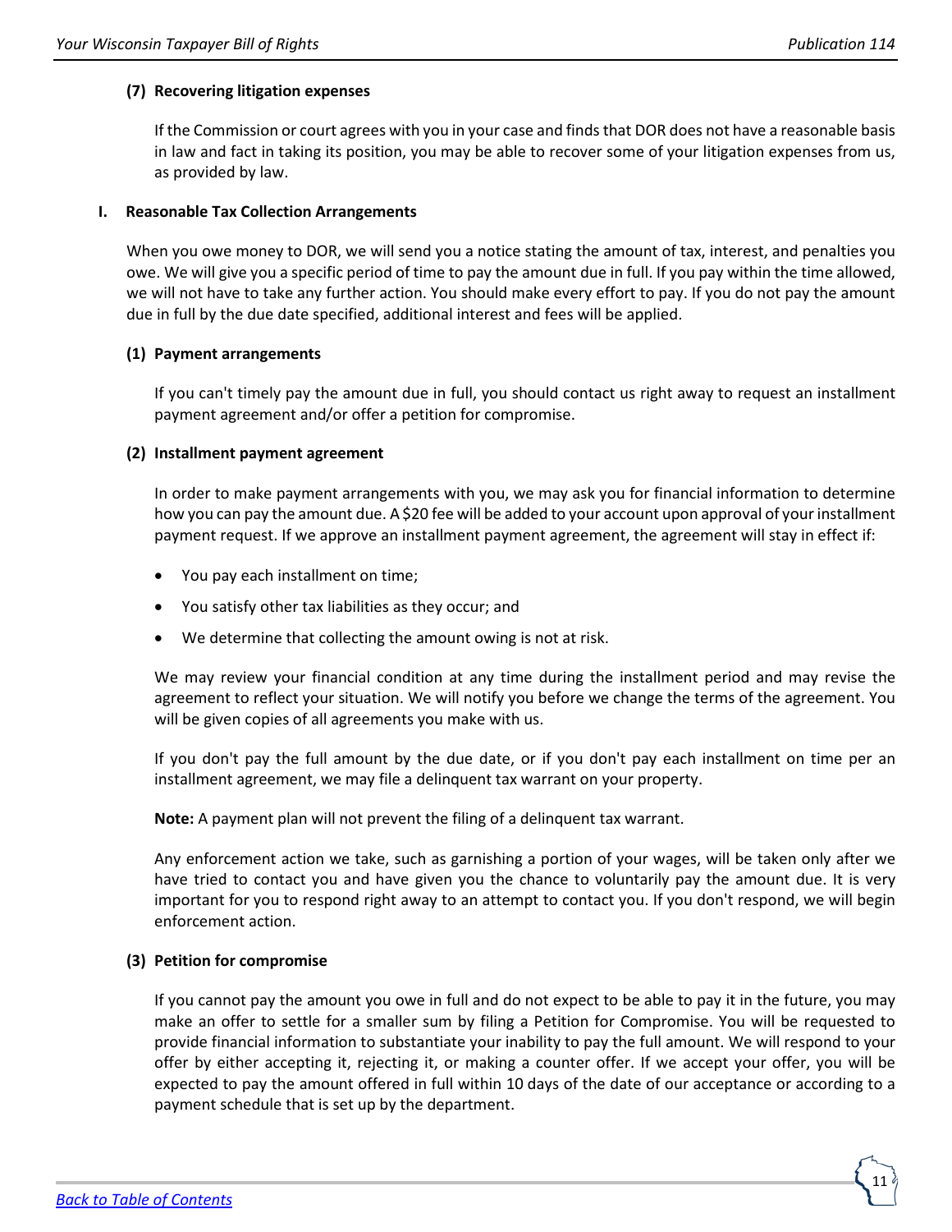#### (7) Recovering litigation expenses

If the Commission or court agrees with you in your case and finds that DOR does not have a reasonable basis in law and fact in taking its position, you may be able to recover some of your litigation expenses from us, as provided by law.

### I. Reasonable Tax Collection Arrangements

When you owe money to DOR, we will send you a notice stating the amount of tax, interest, and penalties you owe. We will give you a specific period of time to pay the amount due in full. If you pay within the time allowed, we will not have to take any further action. You should make every effort to pay. If you do not pay the amount due in full by the due date specified, additional interest and fees will be applied.

#### (1) Payment arrangements

If you can't timely pay the amount due in full, you should contact us right away to request an installment payment agreement and/or offer a petition for compromise.

#### (2) Installment payment agreement

In order to make payment arrangements with you, we may ask you for financial information to determine how you can pay the amount due. A $20 fee will be added to your account upon approval of your installment payment request. If we approve an installment payment agreement, the agreement will stay in effect if:

- You pay each installment on time;
- You satisfy other tax liabilities as they occur; and
- We determine that collecting the amount owing is not at risk.

We may review your financial condition at any time during the installment period and may revise the agreement to reflect your situation. We will notify you before we change the terms of the agreement. You will be given copies of all agreements you make with us.

If you don't pay the full amount by the due date, or if you don't pay each installment on time per an installment agreement, we may file a delinquent tax warrant on your property.

**Note:** A payment plan will not prevent the filing of a delinquent tax warrant.

Any enforcement action we take, such as garnishing a portion of your wages, will be taken only after we have tried to contact you and have given you the chance to voluntarily pay the amount due. It is very important for you to respond right away to an attempt to contact you. If you don't respond, we will begin enforcement action.

#### (3) Petition for compromise

If you cannot pay the amount you owe in full and do not expect to be able to pay it in the future, you may make an offer to settle for a smaller sum by filing a Petition for Compromise. You will be requested to provide financial information to substantiate your inability to pay the full amount. We will respond to your offer by either accepting it, rejecting it, or making a counter offer. If we accept your offer, you will be expected to pay the amount offered in full within 10 days of the date of our acceptance or according to a payment schedule that is set up by the department.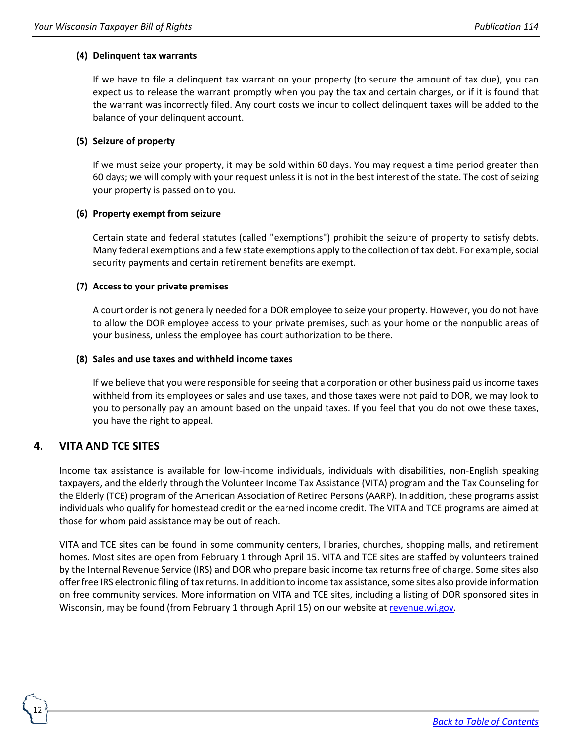#### (4) Delinquent tax warrants

If we have to file a delinquent tax warrant on your property (to secure the amount of tax due), you can expect us to release the warrant promptly when you pay the tax and certain charges, or if it is found that the warrant was incorrectly filed. Any court costs we incur to collect delinquent taxes will be added to the balance of your delinquent account.

#### (5) Seizure of property

If we must seize your property, it may be sold within 60 days. You may request a time period greater than 60 days; we will comply with your request unless it is not in the best interest of the state. The cost of seizing your property is passed on to you.

#### (6) Property exempt from seizure

Certain state and federal statutes (called "exemptions") prohibit the seizure of property to satisfy debts. Many federal exemptions and a few state exemptions apply to the collection of tax debt. For example, social security payments and certain retirement benefits are exempt.

#### (7) Access to your private premises

A court order is not generally needed for a DOR employee to seize your property. However, you do not have to allow the DOR employee access to your private premises, such as your home or the nonpublic areas of your business, unless the employee has court authorization to be there.

#### (8) Sales and use taxes and withheld income taxes

If we believe that you were responsible for seeing that a corporation or other business paid us income taxes withheld from its employees or sales and use taxes, and those taxes were not paid to DOR, we may look to you to personally pay an amount based on the unpaid taxes. If you feel that you do not owe these taxes, you have the right to appeal.

## 4. VITA AND TCE SITES

Income tax assistance is available for low-income individuals, individuals with disabilities, non-English speaking taxpayers, and the elderly through the Volunteer Income Tax Assistance (VITA) program and the Tax Counseling for the Elderly (TCE) program of the American Association of Retired Persons (AARP). In addition, these programs assist individuals who qualify for homestead credit or the earned income credit. The VITA and TCE programs are aimed at those for whom paid assistance may be out of reach.

VITA and TCE sites can be found in some community centers, libraries, churches, shopping malls, and retirement homes. Most sites are open from February 1 through April 15. VITA and TCE sites are staffed by volunteers trained by the Internal Revenue Service (IRS) and DOR who prepare basic income tax returns free of charge. Some sites also offer free IRS electronic filing of tax returns. In addition to income tax assistance, some sites also provide information on free community services. More information on VITA and TCE sites, including a listing of DOR sponsored sites in Wisconsin, may be found (from February 1 through April 15) on our website at [revenue.wi.gov](revenue.wi.gov).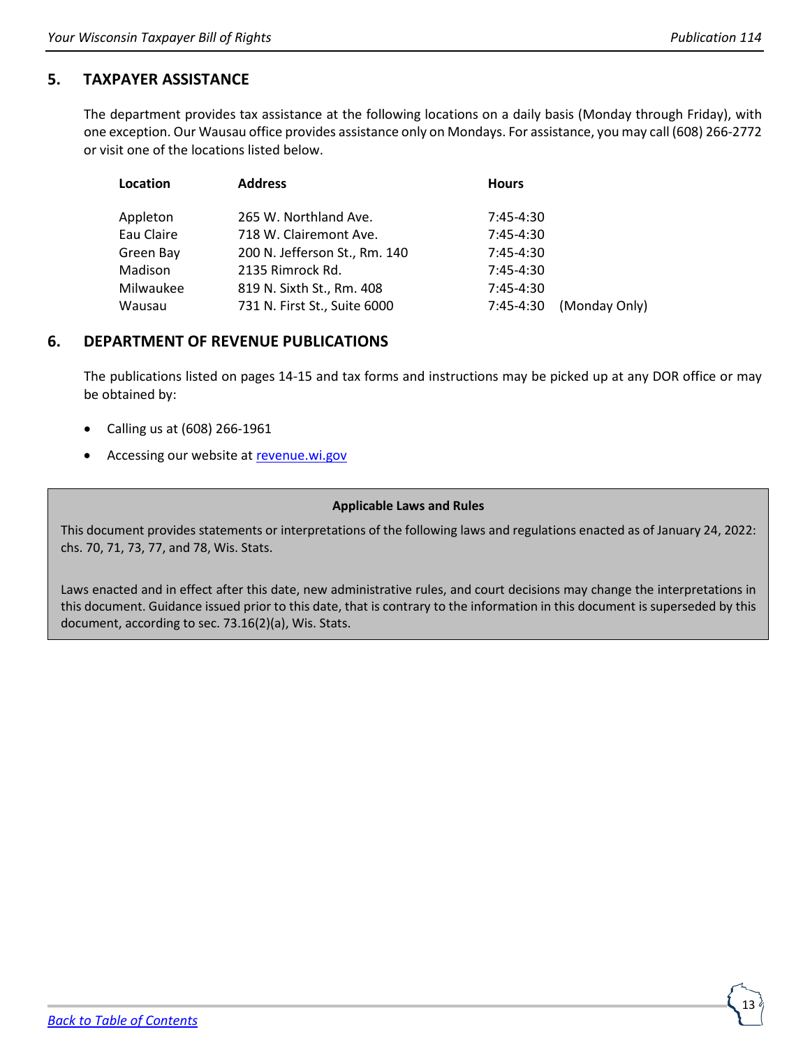## 5. TAXPAYER ASSISTANCE

The department provides tax assistance at the following locations on a daily basis (Monday through Friday), with one exception. Our Wausau office provides assistance only on Mondays. For assistance, you may call (608) 266-2772 or visit one of the locations listed below.

| Location | Address | Hours |
|---|---|---|
| Appleton | 265 W. Northland Ave. | 7:45-4:30 |
| Eau Claire | 718 W. Clairemont Ave. | 7:45-4:30 |
| Green Bay | 200 N. Jefferson St., Rm. 140 | 7:45-4:30 |
| Madison | 2135 Rimrock Rd. | 7:45-4:30 |
| Milwaukee | 819 N. Sixth St., Rm. 408 | 7:45-4:30 |
| Wausau | 731 N. First St., Suite 6000 | 7:45-4:30 (Monday Only) |

## 6. DEPARTMENT OF REVENUE PUBLICATIONS

The publications listed on pages 14-15 and tax forms and instructions may be picked up at any DOR office or may be obtained by:

- Calling us at (608) 266-1961
- Accessing our website at [revenue.wi.gov](revenue.wi.gov)

**Applicable Laws and Rules**

This document provides statements or interpretations of the following laws and regulations enacted as of January 24, 2022: chs. 70, 71, 73, 77, and 78, Wis. Stats.

Laws enacted and in effect after this date, new administrative rules, and court decisions may change the interpretations in this document. Guidance issued prior to this date, that is contrary to the information in this document is superseded by this document, according to sec. 73.16(2)(a), Wis. Stats.

[Back to Table of Contents]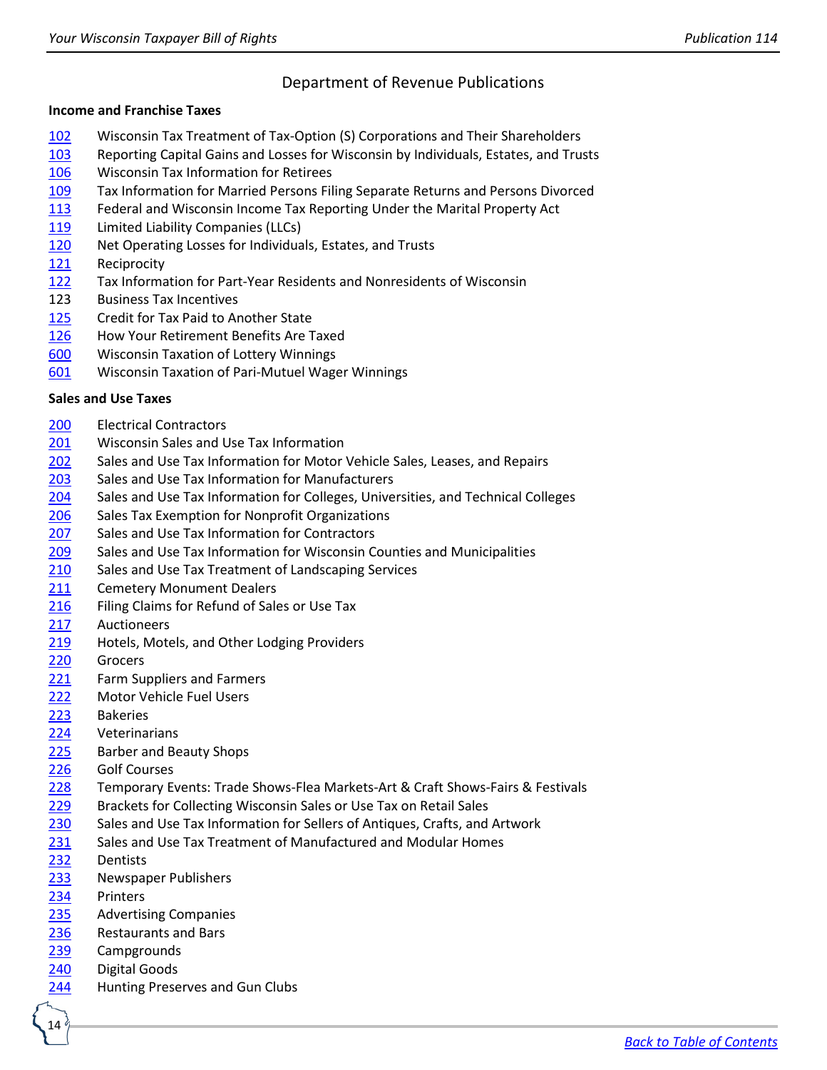## Department of Revenue Publications

**Income and Franchise Taxes**

- 102 Wisconsin Tax Treatment of Tax-Option (S) Corporations and Their Shareholders
- 103 Reporting Capital Gains and Losses for Wisconsin by Individuals, Estates, and Trusts
- 106 Wisconsin Tax Information for Retirees
- 109 Tax Information for Married Persons Filing Separate Returns and Persons Divorced
- 113 Federal and Wisconsin Income Tax Reporting Under the Marital Property Act
- 119 Limited Liability Companies (LLCs)
- 120 Net Operating Losses for Individuals, Estates, and Trusts
- 121 Reciprocity
- 122 Tax Information for Part-Year Residents and Nonresidents of Wisconsin
- 123 Business Tax Incentives
- 125 Credit for Tax Paid to Another State
- 126 How Your Retirement Benefits Are Taxed
- 600 Wisconsin Taxation of Lottery Winnings
- 601 Wisconsin Taxation of Pari-Mutuel Wager Winnings

**Sales and Use Taxes**

- 200 Electrical Contractors
- 201 Wisconsin Sales and Use Tax Information
- 202 Sales and Use Tax Information for Motor Vehicle Sales, Leases, and Repairs
- 203 Sales and Use Tax Information for Manufacturers
- 204 Sales and Use Tax Information for Colleges, Universities, and Technical Colleges
- 206 Sales Tax Exemption for Nonprofit Organizations
- 207 Sales and Use Tax Information for Contractors
- 209 Sales and Use Tax Information for Wisconsin Counties and Municipalities
- 210 Sales and Use Tax Treatment of Landscaping Services
- 211 Cemetery Monument Dealers
- 216 Filing Claims for Refund of Sales or Use Tax
- 217 Auctioneers
- 219 Hotels, Motels, and Other Lodging Providers
- 220 Grocers
- 221 Farm Suppliers and Farmers
- 222 Motor Vehicle Fuel Users
- 223 Bakeries
- 224 Veterinarians
- 225 Barber and Beauty Shops
- 226 Golf Courses
- 228 Temporary Events: Trade Shows-Flea Markets-Art & Craft Shows-Fairs & Festivals
- 229 Brackets for Collecting Wisconsin Sales or Use Tax on Retail Sales
- 230 Sales and Use Tax Information for Sellers of Antiques, Crafts, and Artwork
- 231 Sales and Use Tax Treatment of Manufactured and Modular Homes
- 232 Dentists
- 233 Newspaper Publishers
- 234 Printers
- 235 Advertising Companies
- 236 Restaurants and Bars
- 239 Campgrounds
- 240 Digital Goods
- 244 Hunting Preserves and Gun Clubs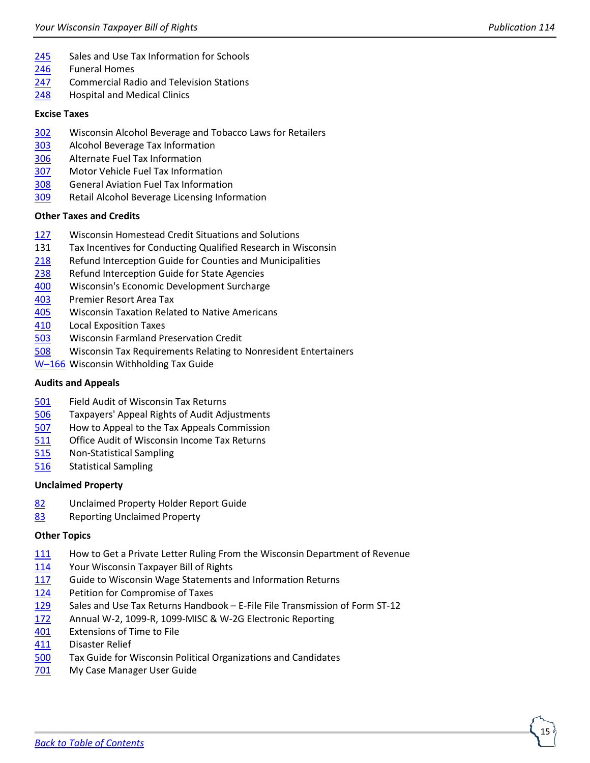245 Sales and Use Tax Information for Schools
246 Funeral Homes
247 Commercial Radio and Television Stations
248 Hospital and Medical Clinics

**Excise Taxes**

302 Wisconsin Alcohol Beverage and Tobacco Laws for Retailers
303 Alcohol Beverage Tax Information
306 Alternate Fuel Tax Information
307 Motor Vehicle Fuel Tax Information
308 General Aviation Fuel Tax Information
309 Retail Alcohol Beverage Licensing Information

**Other Taxes and Credits**

127 Wisconsin Homestead Credit Situations and Solutions
131 Tax Incentives for Conducting Qualified Research in Wisconsin
218 Refund Interception Guide for Counties and Municipalities
238 Refund Interception Guide for State Agencies
400 Wisconsin's Economic Development Surcharge
403 Premier Resort Area Tax
405 Wisconsin Taxation Related to Native Americans
410 Local Exposition Taxes
503 Wisconsin Farmland Preservation Credit
508 Wisconsin Tax Requirements Relating to Nonresident Entertainers
W–166 Wisconsin Withholding Tax Guide

**Audits and Appeals**

501 Field Audit of Wisconsin Tax Returns
506 Taxpayers' Appeal Rights of Audit Adjustments
507 How to Appeal to the Tax Appeals Commission
511 Office Audit of Wisconsin Income Tax Returns
515 Non-Statistical Sampling
516 Statistical Sampling

**Unclaimed Property**

82 Unclaimed Property Holder Report Guide
83 Reporting Unclaimed Property

**Other Topics**

111 How to Get a Private Letter Ruling From the Wisconsin Department of Revenue
114 Your Wisconsin Taxpayer Bill of Rights
117 Guide to Wisconsin Wage Statements and Information Returns
124 Petition for Compromise of Taxes
129 Sales and Use Tax Returns Handbook – E-File File Transmission of Form ST-12
172 Annual W-2, 1099-R, 1099-MISC & W-2G Electronic Reporting
401 Extensions of Time to File
411 Disaster Relief
500 Tax Guide for Wisconsin Political Organizations and Candidates
701 My Case Manager User Guide

*Back to Table of Contents*